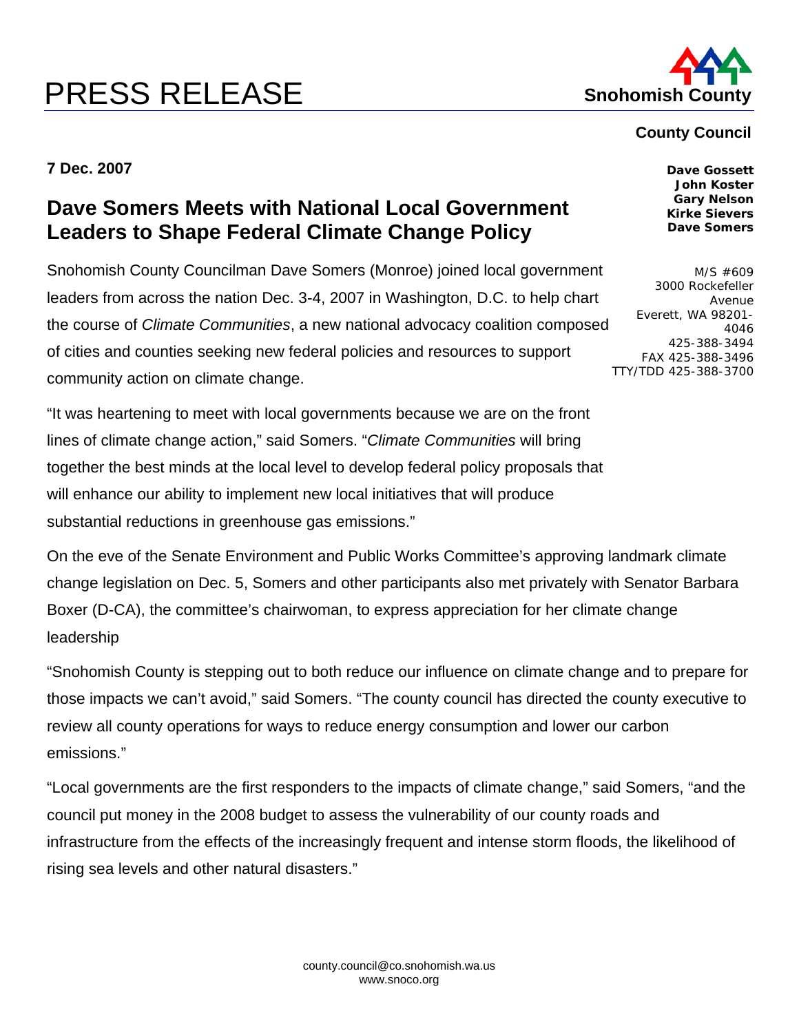# PRESS RELEASE

**Snohomish County**

**County Council**

**Dave Gossett**
**John Koster**
**Gary Nelson**
**Kirke Sievers**
**Dave Somers**

M/S #609
3000 Rockefeller Avenue
Everett, WA 98201-4046
425-388-3494
FAX 425-388-3496
TTY/TDD 425-388-3700

**7 Dec. 2007**

## Dave Somers Meets with National Local Government Leaders to Shape Federal Climate Change Policy

Snohomish County Councilman Dave Somers (Monroe) joined local government leaders from across the nation Dec. 3-4, 2007 in Washington, D.C. to help chart the course of *Climate Communities*, a new national advocacy coalition composed of cities and counties seeking new federal policies and resources to support community action on climate change.

"It was heartening to meet with local governments because we are on the front lines of climate change action," said Somers. "*Climate Communities* will bring together the best minds at the local level to develop federal policy proposals that will enhance our ability to implement new local initiatives that will produce substantial reductions in greenhouse gas emissions."

On the eve of the Senate Environment and Public Works Committee's approving landmark climate change legislation on Dec. 5, Somers and other participants also met privately with Senator Barbara Boxer (D-CA), the committee's chairwoman, to express appreciation for her climate change leadership

"Snohomish County is stepping out to both reduce our influence on climate change and to prepare for those impacts we can't avoid," said Somers. "The county council has directed the county executive to review all county operations for ways to reduce energy consumption and lower our carbon emissions."

"Local governments are the first responders to the impacts of climate change," said Somers, "and the council put money in the 2008 budget to assess the vulnerability of our county roads and infrastructure from the effects of the increasingly frequent and intense storm floods, the likelihood of rising sea levels and other natural disasters."

county.council@co.snohomish.wa.us
www.snoco.org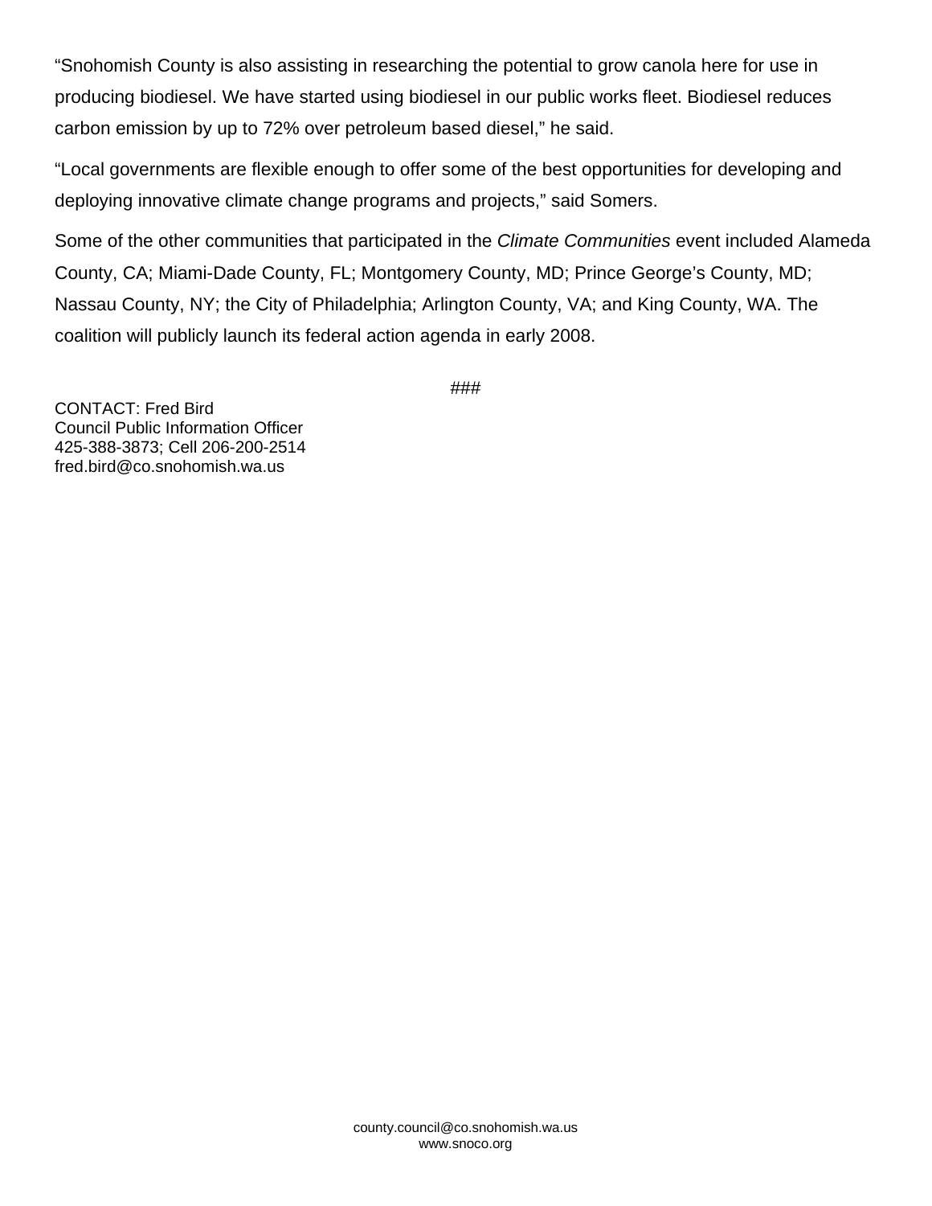"Snohomish County is also assisting in researching the potential to grow canola here for use in producing biodiesel. We have started using biodiesel in our public works fleet. Biodiesel reduces carbon emission by up to 72% over petroleum based diesel," he said.

"Local governments are flexible enough to offer some of the best opportunities for developing and deploying innovative climate change programs and projects," said Somers.

Some of the other communities that participated in the *Climate Communities* event included Alameda County, CA; Miami-Dade County, FL; Montgomery County, MD; Prince George's County, MD; Nassau County, NY; the City of Philadelphia; Arlington County, VA; and King County, WA. The coalition will publicly launch its federal action agenda in early 2008.

###

CONTACT: Fred Bird
Council Public Information Officer
425-388-3873; Cell 206-200-2514
fred.bird@co.snohomish.wa.us

county.council@co.snohomish.wa.us
www.snoco.org